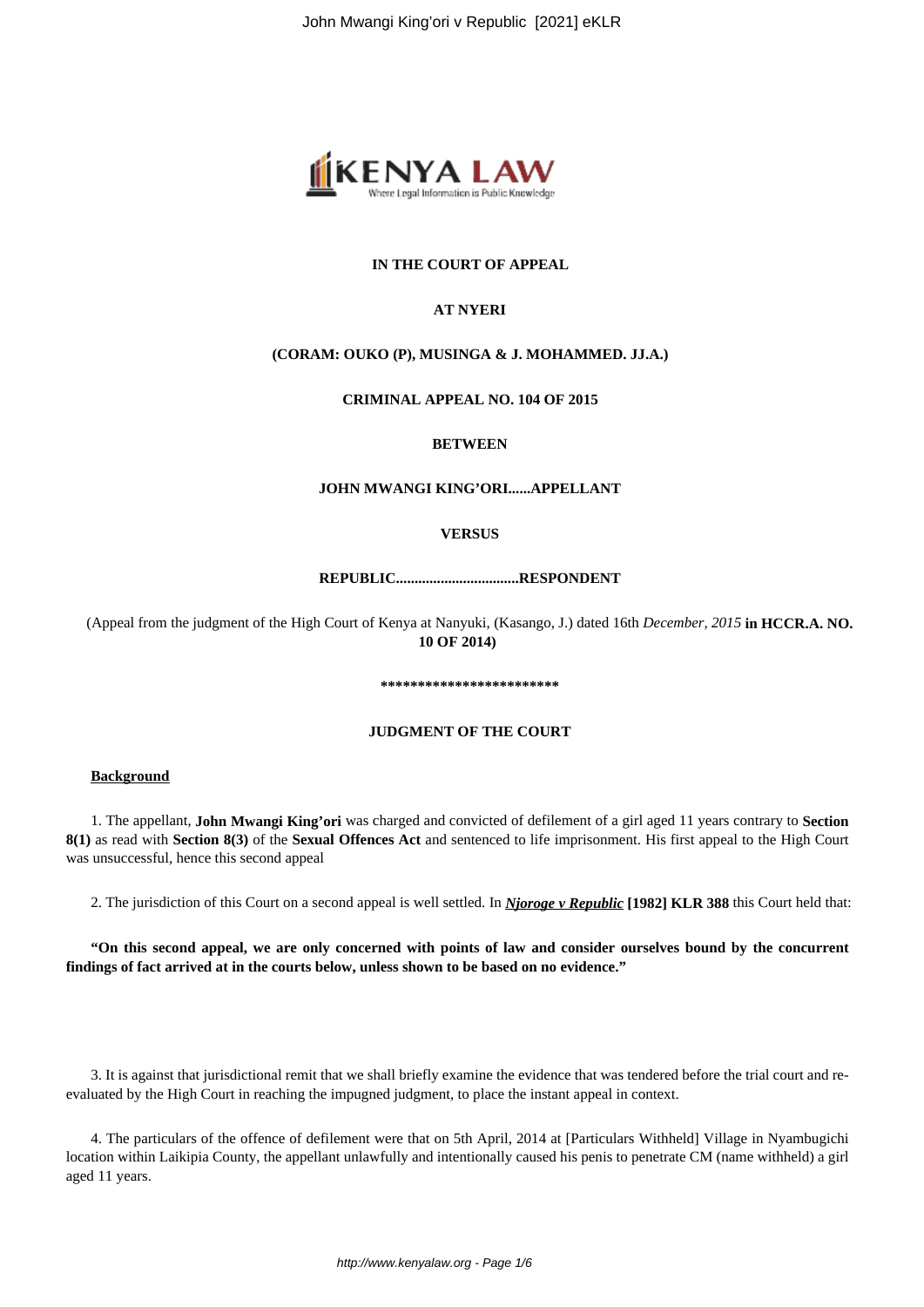**IN THE COURT OF APPEAL**

**AT NYERI**

**(CORAM: OUKO (P), MUSINGA & J. MOHAMMED. JJ.A.)**

**CRIMINAL APPEAL NO. 104 OF 2015**

**BETWEEN**

**JOHN MWANGI KING'ORI......APPELLANT**

**VERSUS**

**REPUBLIC.................................RESPONDENT**

(Appeal from the judgment of the High Court of Kenya at Nanyuki, (Kasango, J.) dated 16th *December, 2015* **in HCCR.A. NO. 10 OF 2014)**

**************************

**JUDGMENT OF THE COURT**

**Background**

1. The appellant, **John Mwangi King'ori** was charged and convicted of defilement of a girl aged 11 years contrary to **Section 8(1)** as read with **Section 8(3)** of the **Sexual Offences Act** and sentenced to life imprisonment. His first appeal to the High Court was unsuccessful, hence this second appeal

2. The jurisdiction of this Court on a second appeal is well settled. In ***Njoroge v Republic*** **[1982] KLR 388** this Court held that:

**"On this second appeal, we are only concerned with points of law and consider ourselves bound by the concurrent findings of fact arrived at in the courts below, unless shown to be based on no evidence."**

3. It is against that jurisdictional remit that we shall briefly examine the evidence that was tendered before the trial court and re-evaluated by the High Court in reaching the impugned judgment, to place the instant appeal in context.

4. The particulars of the offence of defilement were that on 5th April, 2014 at [Particulars Withheld] Village in Nyambugichi location within Laikipia County, the appellant unlawfully and intentionally caused his penis to penetrate CM (name withheld) a girl aged 11 years.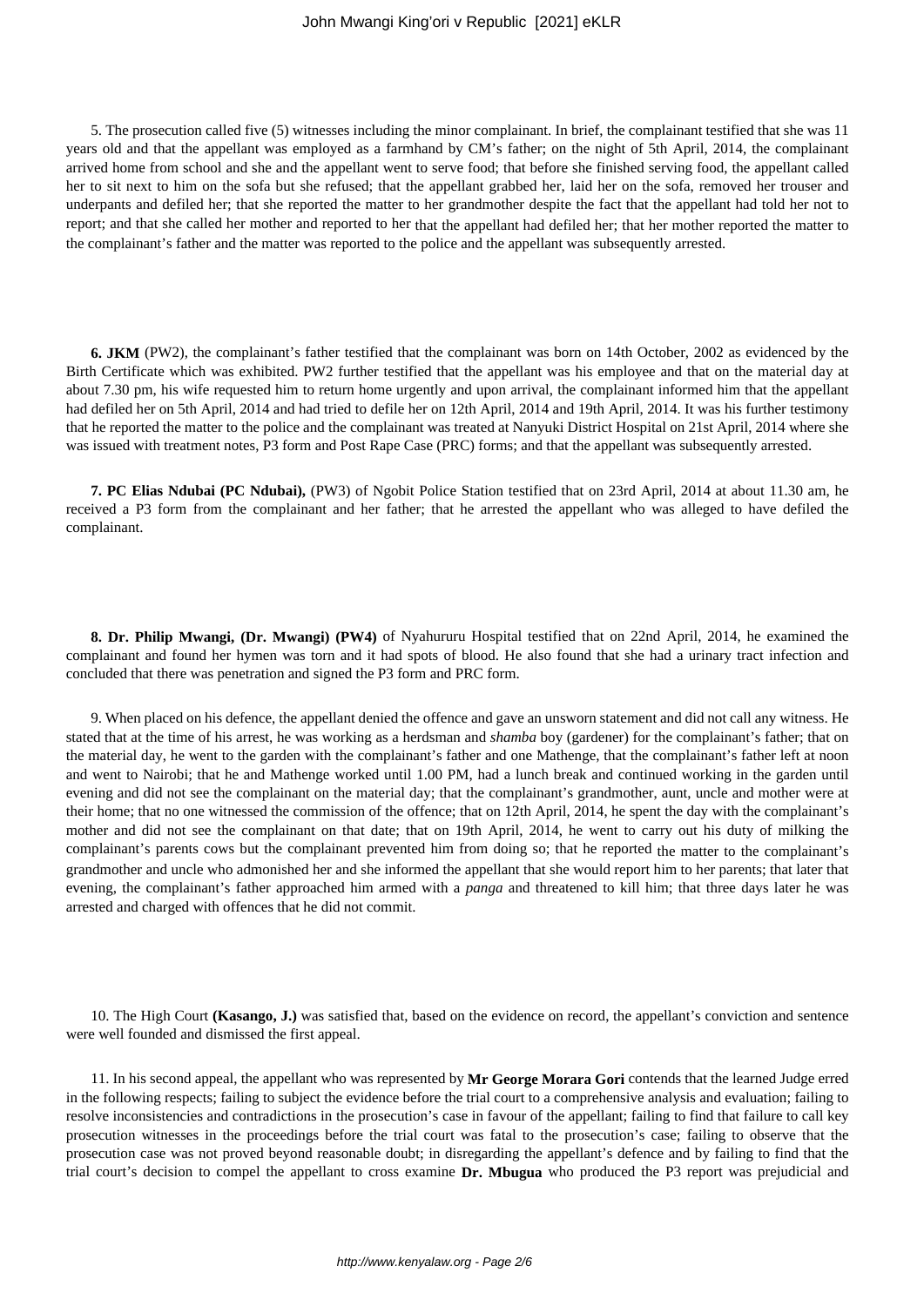5. The prosecution called five (5) witnesses including the minor complainant. In brief, the complainant testified that she was 11 years old and that the appellant was employed as a farmhand by CM's father; on the night of 5th April, 2014, the complainant arrived home from school and she and the appellant went to serve food; that before she finished serving food, the appellant called her to sit next to him on the sofa but she refused; that the appellant grabbed her, laid her on the sofa, removed her trouser and underpants and defiled her; that she reported the matter to her grandmother despite the fact that the appellant had told her not to report; and that she called her mother and reported to her that the appellant had defiled her; that her mother reported the matter to the complainant's father and the matter was reported to the police and the appellant was subsequently arrested.

**6. JKM** (PW2), the complainant's father testified that the complainant was born on 14th October, 2002 as evidenced by the Birth Certificate which was exhibited. PW2 further testified that the appellant was his employee and that on the material day at about 7.30 pm, his wife requested him to return home urgently and upon arrival, the complainant informed him that the appellant had defiled her on 5th April, 2014 and had tried to defile her on 12th April, 2014 and 19th April, 2014. It was his further testimony that he reported the matter to the police and the complainant was treated at Nanyuki District Hospital on 21st April, 2014 where she was issued with treatment notes, P3 form and Post Rape Case (PRC) forms; and that the appellant was subsequently arrested.

**7. PC Elias Ndubai (PC Ndubai),** (PW3) of Ngobit Police Station testified that on 23rd April, 2014 at about 11.30 am, he received a P3 form from the complainant and her father; that he arrested the appellant who was alleged to have defiled the complainant.

**8. Dr. Philip Mwangi, (Dr. Mwangi) (PW4)** of Nyahururu Hospital testified that on 22nd April, 2014, he examined the complainant and found her hymen was torn and it had spots of blood. He also found that she had a urinary tract infection and concluded that there was penetration and signed the P3 form and PRC form.

9. When placed on his defence, the appellant denied the offence and gave an unsworn statement and did not call any witness. He stated that at the time of his arrest, he was working as a herdsman and *shamba* boy (gardener) for the complainant's father; that on the material day, he went to the garden with the complainant's father and one Mathenge, that the complainant's father left at noon and went to Nairobi; that he and Mathenge worked until 1.00 PM, had a lunch break and continued working in the garden until evening and did not see the complainant on the material day; that the complainant's grandmother, aunt, uncle and mother were at their home; that no one witnessed the commission of the offence; that on 12th April, 2014, he spent the day with the complainant's mother and did not see the complainant on that date; that on 19th April, 2014, he went to carry out his duty of milking the complainant's parents cows but the complainant prevented him from doing so; that he reported the matter to the complainant's grandmother and uncle who admonished her and she informed the appellant that she would report him to her parents; that later that evening, the complainant's father approached him armed with a *panga* and threatened to kill him; that three days later he was arrested and charged with offences that he did not commit.

10. The High Court **(Kasango, J.)** was satisfied that, based on the evidence on record, the appellant's conviction and sentence were well founded and dismissed the first appeal.

11. In his second appeal, the appellant who was represented by **Mr George Morara Gori** contends that the learned Judge erred in the following respects; failing to subject the evidence before the trial court to a comprehensive analysis and evaluation; failing to resolve inconsistencies and contradictions in the prosecution's case in favour of the appellant; failing to find that failure to call key prosecution witnesses in the proceedings before the trial court was fatal to the prosecution's case; failing to observe that the prosecution case was not proved beyond reasonable doubt; in disregarding the appellant's defence and by failing to find that the trial court's decision to compel the appellant to cross examine **Dr. Mbugua** who produced the P3 report was prejudicial and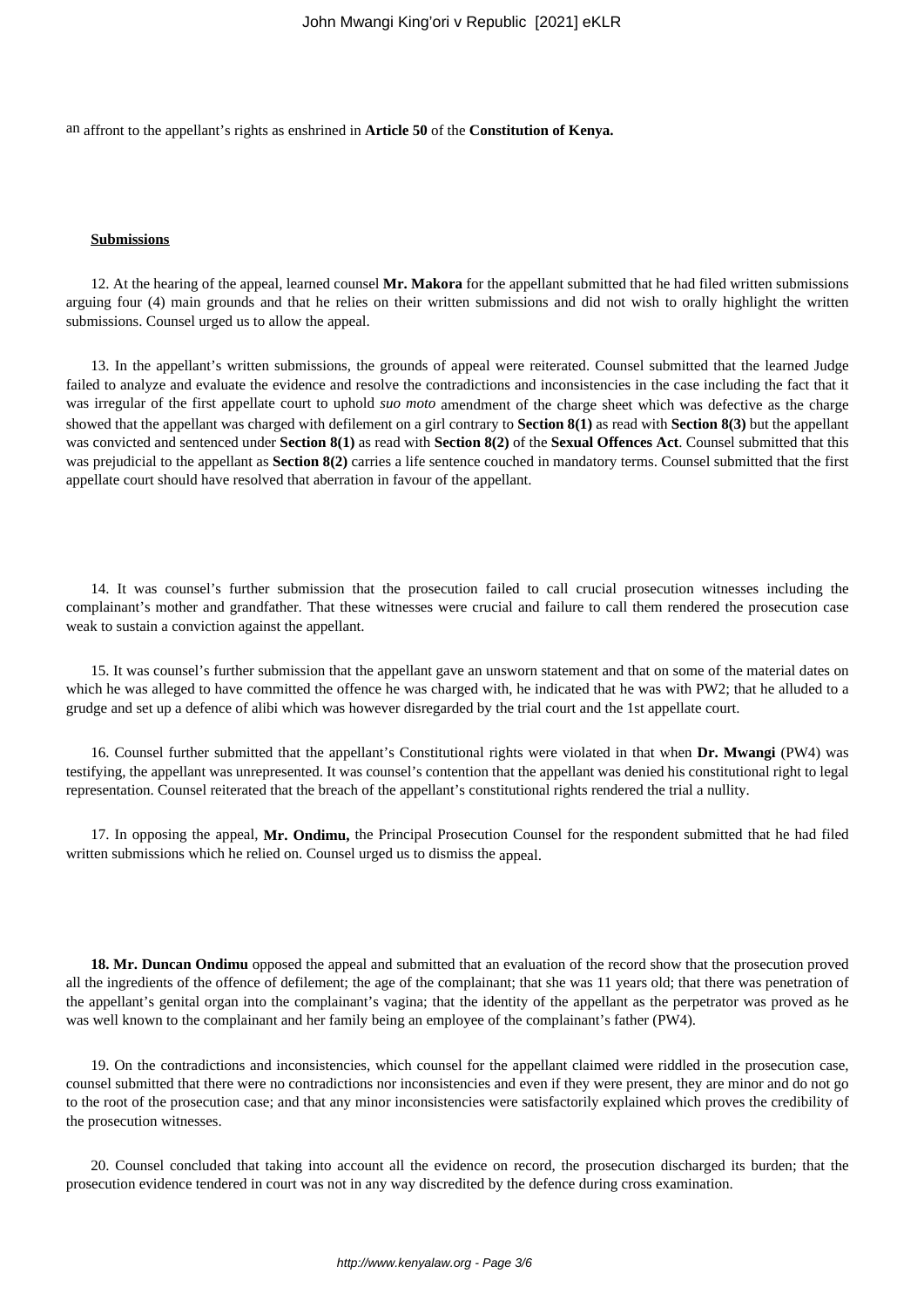an affront to the appellant's rights as enshrined in **Article 50** of the **Constitution of Kenya.**

**Submissions**

12. At the hearing of the appeal, learned counsel **Mr. Makora** for the appellant submitted that he had filed written submissions arguing four (4) main grounds and that he relies on their written submissions and did not wish to orally highlight the written submissions. Counsel urged us to allow the appeal.

13. In the appellant's written submissions, the grounds of appeal were reiterated. Counsel submitted that the learned Judge failed to analyze and evaluate the evidence and resolve the contradictions and inconsistencies in the case including the fact that it was irregular of the first appellate court to uphold *suo moto* amendment of the charge sheet which was defective as the charge showed that the appellant was charged with defilement on a girl contrary to **Section 8(1)** as read with **Section 8(3)** but the appellant was convicted and sentenced under **Section 8(1)** as read with **Section 8(2)** of the **Sexual Offences Act**. Counsel submitted that this was prejudicial to the appellant as **Section 8(2)** carries a life sentence couched in mandatory terms. Counsel submitted that the first appellate court should have resolved that aberration in favour of the appellant.

14. It was counsel's further submission that the prosecution failed to call crucial prosecution witnesses including the complainant's mother and grandfather. That these witnesses were crucial and failure to call them rendered the prosecution case weak to sustain a conviction against the appellant.

15. It was counsel's further submission that the appellant gave an unsworn statement and that on some of the material dates on which he was alleged to have committed the offence he was charged with, he indicated that he was with PW2; that he alluded to a grudge and set up a defence of alibi which was however disregarded by the trial court and the 1st appellate court.

16. Counsel further submitted that the appellant's Constitutional rights were violated in that when **Dr. Mwangi** (PW4) was testifying, the appellant was unrepresented. It was counsel's contention that the appellant was denied his constitutional right to legal representation. Counsel reiterated that the breach of the appellant's constitutional rights rendered the trial a nullity.

17. In opposing the appeal, **Mr. Ondimu,** the Principal Prosecution Counsel for the respondent submitted that he had filed written submissions which he relied on. Counsel urged us to dismiss the appeal.

**18. Mr. Duncan Ondimu** opposed the appeal and submitted that an evaluation of the record show that the prosecution proved all the ingredients of the offence of defilement; the age of the complainant; that she was 11 years old; that there was penetration of the appellant's genital organ into the complainant's vagina; that the identity of the appellant as the perpetrator was proved as he was well known to the complainant and her family being an employee of the complainant's father (PW4).

19. On the contradictions and inconsistencies, which counsel for the appellant claimed were riddled in the prosecution case, counsel submitted that there were no contradictions nor inconsistencies and even if they were present, they are minor and do not go to the root of the prosecution case; and that any minor inconsistencies were satisfactorily explained which proves the credibility of the prosecution witnesses.

20. Counsel concluded that taking into account all the evidence on record, the prosecution discharged its burden; that the prosecution evidence tendered in court was not in any way discredited by the defence during cross examination.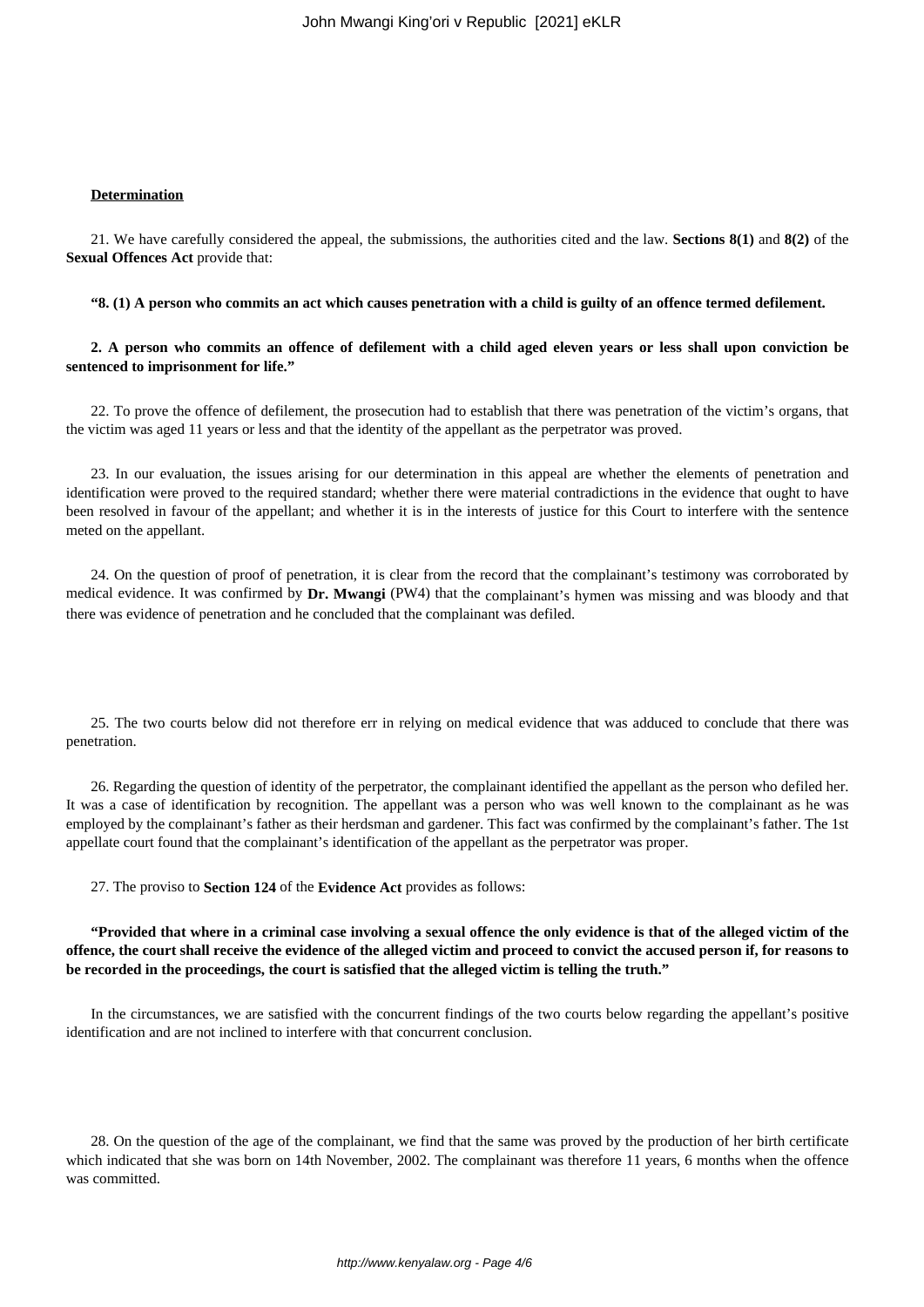**Determination**

21. We have carefully considered the appeal, the submissions, the authorities cited and the law. **Sections 8(1)** and **8(2)** of the **Sexual Offences Act** provide that:

**"8. (1) A person who commits an act which causes penetration with a child is guilty of an offence termed defilement.**

**2. A person who commits an offence of defilement with a child aged eleven years or less shall upon conviction be sentenced to imprisonment for life."**

22. To prove the offence of defilement, the prosecution had to establish that there was penetration of the victim's organs, that the victim was aged 11 years or less and that the identity of the appellant as the perpetrator was proved.

23. In our evaluation, the issues arising for our determination in this appeal are whether the elements of penetration and identification were proved to the required standard; whether there were material contradictions in the evidence that ought to have been resolved in favour of the appellant; and whether it is in the interests of justice for this Court to interfere with the sentence meted on the appellant.

24. On the question of proof of penetration, it is clear from the record that the complainant's testimony was corroborated by medical evidence. It was confirmed by **Dr. Mwangi** (PW4) that the complainant's hymen was missing and was bloody and that there was evidence of penetration and he concluded that the complainant was defiled.

25. The two courts below did not therefore err in relying on medical evidence that was adduced to conclude that there was penetration.

26. Regarding the question of identity of the perpetrator, the complainant identified the appellant as the person who defiled her. It was a case of identification by recognition. The appellant was a person who was well known to the complainant as he was employed by the complainant's father as their herdsman and gardener. This fact was confirmed by the complainant's father. The 1st appellate court found that the complainant's identification of the appellant as the perpetrator was proper.

27. The proviso to **Section 124** of the **Evidence Act** provides as follows:

**"Provided that where in a criminal case involving a sexual offence the only evidence is that of the alleged victim of the offence, the court shall receive the evidence of the alleged victim and proceed to convict the accused person if, for reasons to be recorded in the proceedings, the court is satisfied that the alleged victim is telling the truth."**

In the circumstances, we are satisfied with the concurrent findings of the two courts below regarding the appellant's positive identification and are not inclined to interfere with that concurrent conclusion.

28. On the question of the age of the complainant, we find that the same was proved by the production of her birth certificate which indicated that she was born on 14th November, 2002. The complainant was therefore 11 years, 6 months when the offence was committed.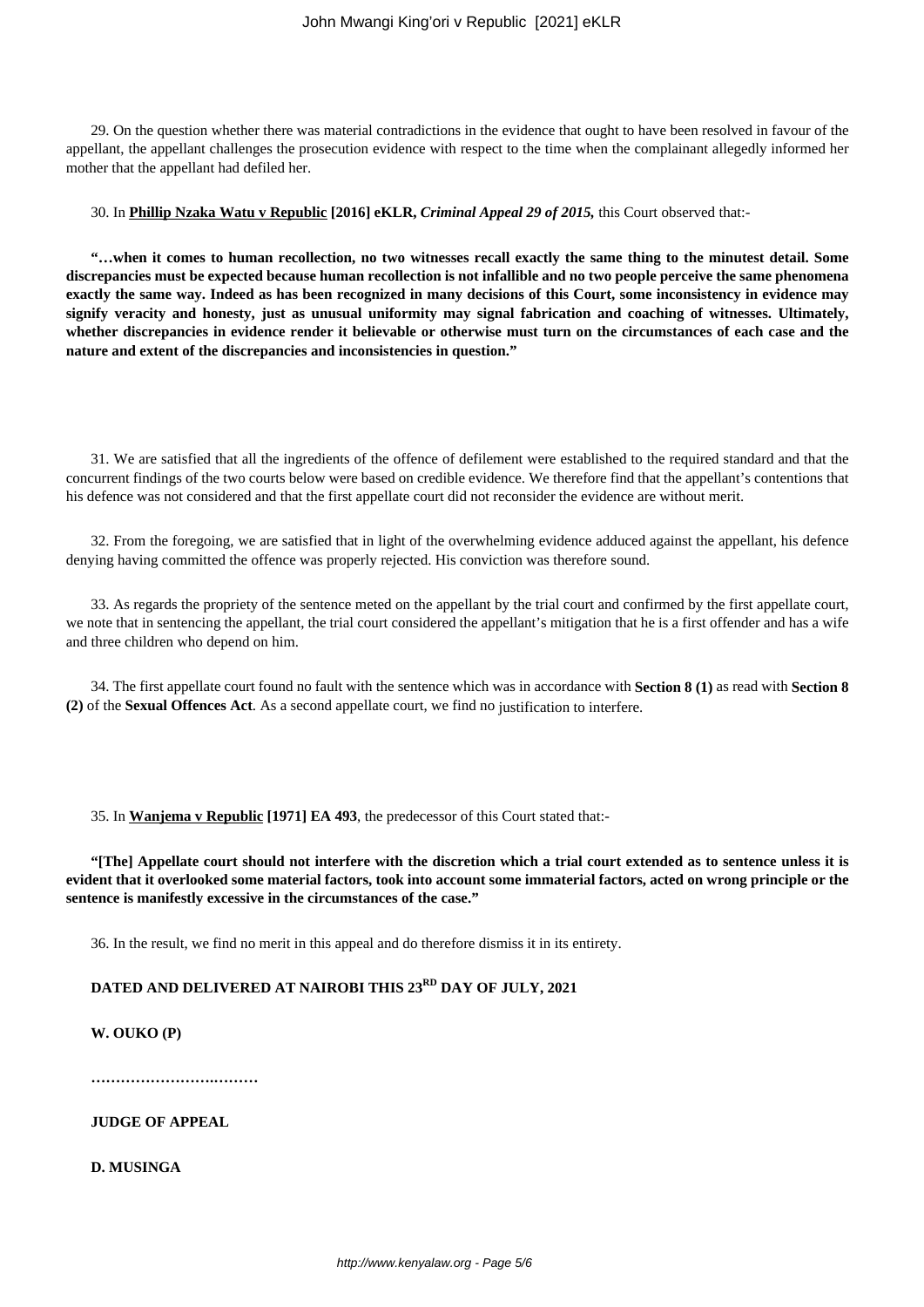29. On the question whether there was material contradictions in the evidence that ought to have been resolved in favour of the appellant, the appellant challenges the prosecution evidence with respect to the time when the complainant allegedly informed her mother that the appellant had defiled her.

30. In **Phillip Nzaka Watu v Republic [2016] eKLR,** ***Criminal Appeal 29 of 2015,*** this Court observed that:-

**"…when it comes to human recollection, no two witnesses recall exactly the same thing to the minutest detail. Some discrepancies must be expected because human recollection is not infallible and no two people perceive the same phenomena exactly the same way. Indeed as has been recognized in many decisions of this Court, some inconsistency in evidence may signify veracity and honesty, just as unusual uniformity may signal fabrication and coaching of witnesses. Ultimately, whether discrepancies in evidence render it believable or otherwise must turn on the circumstances of each case and the nature and extent of the discrepancies and inconsistencies in question."**

31. We are satisfied that all the ingredients of the offence of defilement were established to the required standard and that the concurrent findings of the two courts below were based on credible evidence. We therefore find that the appellant's contentions that his defence was not considered and that the first appellate court did not reconsider the evidence are without merit.

32. From the foregoing, we are satisfied that in light of the overwhelming evidence adduced against the appellant, his defence denying having committed the offence was properly rejected. His conviction was therefore sound.

33. As regards the propriety of the sentence meted on the appellant by the trial court and confirmed by the first appellate court, we note that in sentencing the appellant, the trial court considered the appellant's mitigation that he is a first offender and has a wife and three children who depend on him.

34. The first appellate court found no fault with the sentence which was in accordance with **Section 8 (1)** as read with **Section 8 (2)** of the **Sexual Offences Act**. As a second appellate court, we find no justification to interfere.

35. In **Wanjema v Republic [1971] EA 493**, the predecessor of this Court stated that:-

**"[The] Appellate court should not interfere with the discretion which a trial court extended as to sentence unless it is evident that it overlooked some material factors, took into account some immaterial factors, acted on wrong principle or the sentence is manifestly excessive in the circumstances of the case."**

36. In the result, we find no merit in this appeal and do therefore dismiss it in its entirety.

**DATED AND DELIVERED AT NAIROBI THIS 23RD DAY OF JULY, 2021**

**W. OUKO (P)**

**……………………….………**

**JUDGE OF APPEAL**

**D. MUSINGA**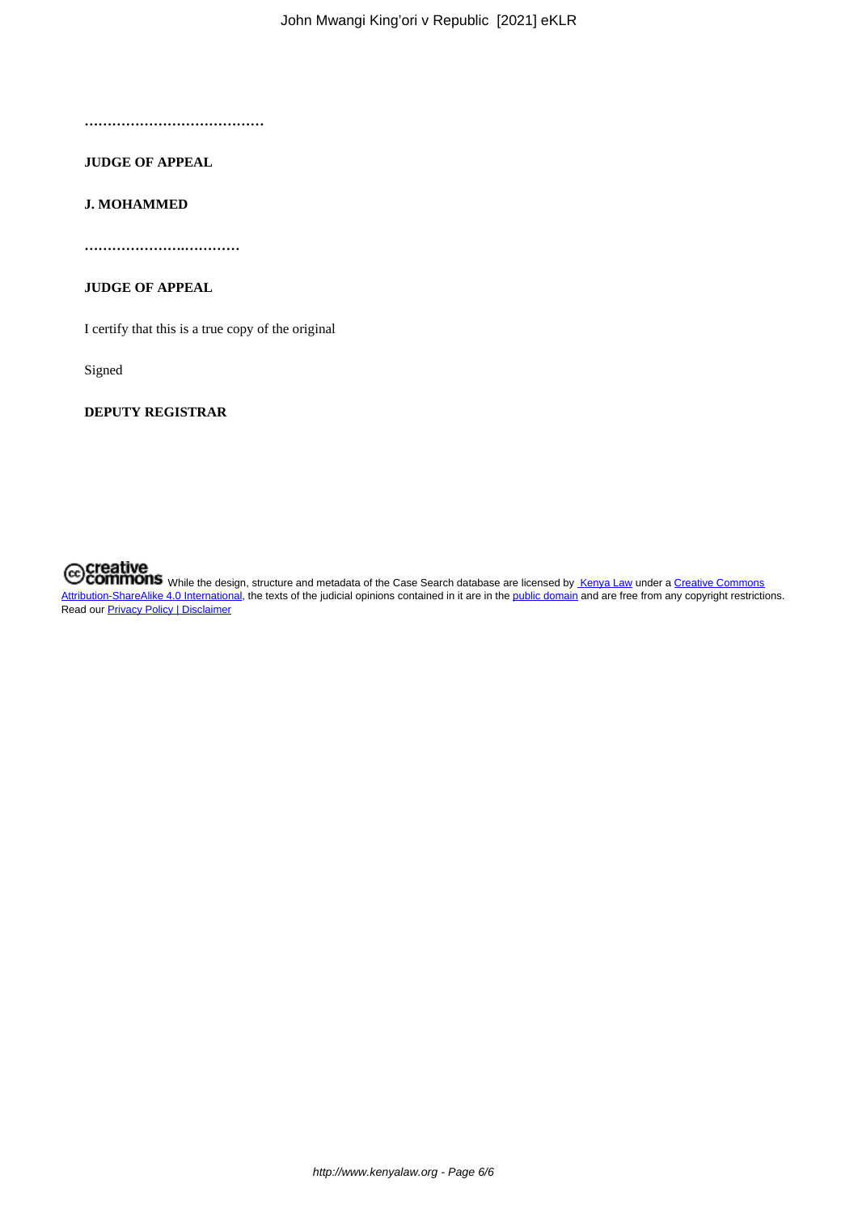……………………………….…

**JUDGE OF APPEAL**

**J. MOHAMMED**

…………………….………

**JUDGE OF APPEAL**

I certify that this is a true copy of the original

Signed

**DEPUTY REGISTRAR**

While the design, structure and metadata of the Case Search database are licensed by Kenya Law under a Creative Commons Attribution-ShareAlike 4.0 International, the texts of the judicial opinions contained in it are in the public domain and are free from any copyright restrictions. Read our Privacy Policy | Disclaimer